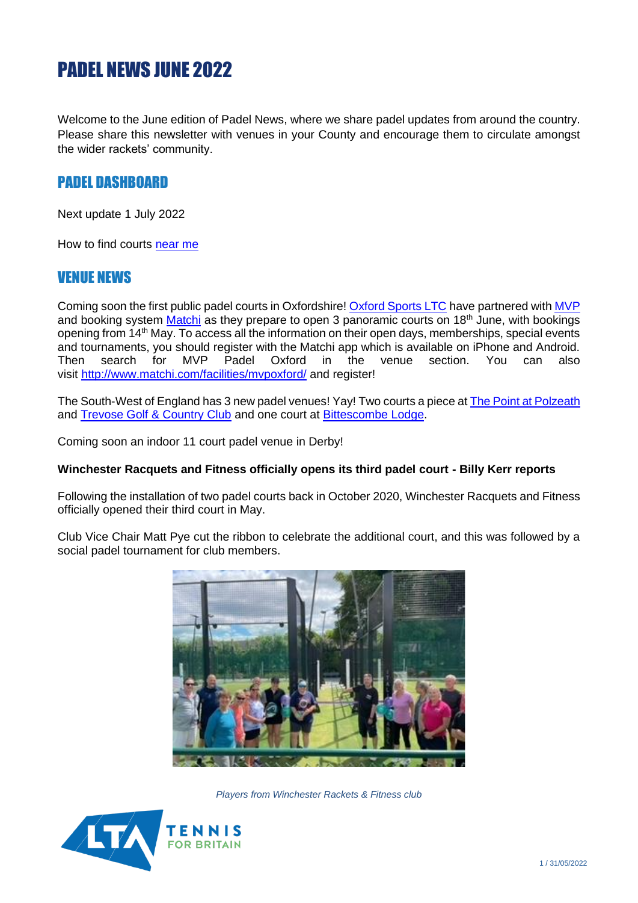# PADEL NEWS JUNE 2022

Welcome to the June edition of Padel News, where we share padel updates from around the country. Please share this newsletter with venues in your County and encourage them to circulate amongst the wider rackets' community.

## PADEL DASHBOARD

Next update 1 July 2022

How to find courts near me

## VENUE NEWS

Coming soon the first public padel courts in Oxfordshire! Oxford Sports LTC have partnered with MVP and booking system Matchi as they prepare to open 3 panoramic courts on 18th June, with bookings opening from 14th May. To access all the information on their open days, memberships, special events and tournaments, you should register with the Matchi app which is available on iPhone and Android. Then search for MVP Padel Oxford in the venue section. You can also visit http://www.matchi.com/facilities/mvpoxford/ and register!

The South-West of England has 3 new padel venues! Yay! Two courts a piece at The Point at Polzeath and Trevose Golf & Country Club and one court at Bittescombe Lodge.

Coming soon an indoor 11 court padel venue in Derby!

**Winchester Racquets and Fitness officially opens its third padel court - Billy Kerr reports**

Following the installation of two padel courts back in October 2020, Winchester Racquets and Fitness officially opened their third court in May.

Club Vice Chair Matt Pye cut the ribbon to celebrate the additional court, and this was followed by a social padel tournament for club members.

*Players from Winchester Rackets & Fitness club*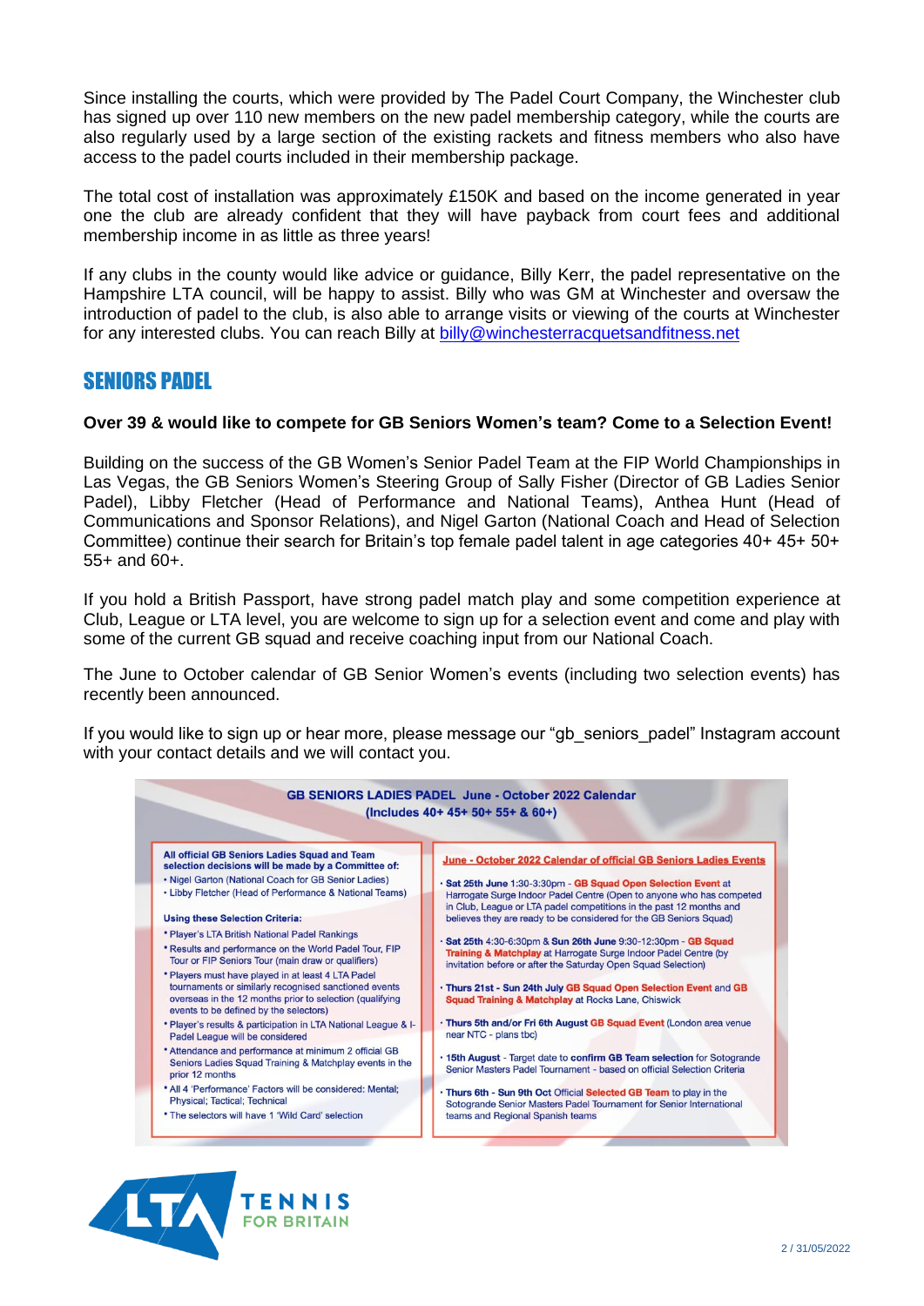Since installing the courts, which were provided by The Padel Court Company, the Winchester club has signed up over 110 new members on the new padel membership category, while the courts are also regularly used by a large section of the existing rackets and fitness members who also have access to the padel courts included in their membership package.

The total cost of installation was approximately £150K and based on the income generated in year one the club are already confident that they will have payback from court fees and additional membership income in as little as three years!

If any clubs in the county would like advice or guidance, Billy Kerr, the padel representative on the Hampshire LTA council, will be happy to assist. Billy who was GM at Winchester and oversaw the introduction of padel to the club, is also able to arrange visits or viewing of the courts at Winchester for any interested clubs. You can reach Billy at billy@winchesterracquetsandfitness.net

## SENIORS PADEL

**Over 39 & would like to compete for GB Seniors Women's team? Come to a Selection Event!**

Building on the success of the GB Women's Senior Padel Team at the FIP World Championships in Las Vegas, the GB Seniors Women's Steering Group of Sally Fisher (Director of GB Ladies Senior Padel), Libby Fletcher (Head of Performance and National Teams), Anthea Hunt (Head of Communications and Sponsor Relations), and Nigel Garton (National Coach and Head of Selection Committee) continue their search for Britain's top female padel talent in age categories 40+ 45+ 50+ 55+ and 60+.

If you hold a British Passport, have strong padel match play and some competition experience at Club, League or LTA level, you are welcome to sign up for a selection event and come and play with some of the current GB squad and receive coaching input from our National Coach.

The June to October calendar of GB Senior Women's events (including two selection events) has recently been announced.

If you would like to sign up or hear more, please message our "gb_seniors_padel" Instagram account with your contact details and we will contact you.

**GB SENIORS LADIES PADEL June - October 2022 Calendar**
**(Includes 40+ 45+ 50+ 55+ & 60+)**

**All official GB Seniors Ladies Squad and Team selection decisions will be made by a Committee of:**

- Nigel Garton (National Coach for GB Senior Ladies)
- Libby Fletcher (Head of Performance & National Teams)

**Using these Selection Criteria:**

- Player's LTA British National Padel Rankings
- Results and performance on the World Padel Tour, FIP Tour or FIP Seniors Tour (main draw or qualifiers)
- Players must have played in at least 4 LTA Padel tournaments or similarly recognised sanctioned events overseas in the 12 months prior to selection (qualifying events to be defined by the selectors)
- Player's results & participation in LTA National League & I-Padel League will be considered
- Attendance and performance at minimum 2 official GB Seniors Ladies Squad Training & Matchplay events in the prior 12 months
- All 4 'Performance' Factors will be considered: Mental; Physical; Tactical; Technical
- The selectors will have 1 'Wild Card' selection

**June - October 2022 Calendar of official GB Seniors Ladies Events**

- **Sat 25th June** 1:30-3:30pm - **GB Squad Open Selection Event** at Harrogate Surge Indoor Padel Centre (Open to anyone who has competed in Club, League or LTA padel competitions in the past 12 months and believes they are ready to be considered for the GB Seniors Squad)
- **Sat 25th** 4:30-6:30pm & **Sun 26th June** 9:30-12:30pm - **GB Squad Training & Matchplay** at Harrogate Surge Indoor Padel Centre (by invitation before or after the Saturday Open Squad Selection)
- **Thurs 21st - Sun 24th July GB Squad Open Selection Event** and **GB Squad Training & Matchplay** at Rocks Lane, Chiswick
- **Thurs 5th and/or Fri 6th August GB Squad Event** (London area venue near NTC - plans tbc)
- **15th August** - Target date to **confirm GB Team selection** for Sotogrande Senior Masters Padel Tournament - based on official Selection Criteria
- **Thurs 6th - Sun 9th Oct** Official **Selected GB Team** to play in the Sotogrande Senior Masters Padel Tournament for Senior International teams and Regional Spanish teams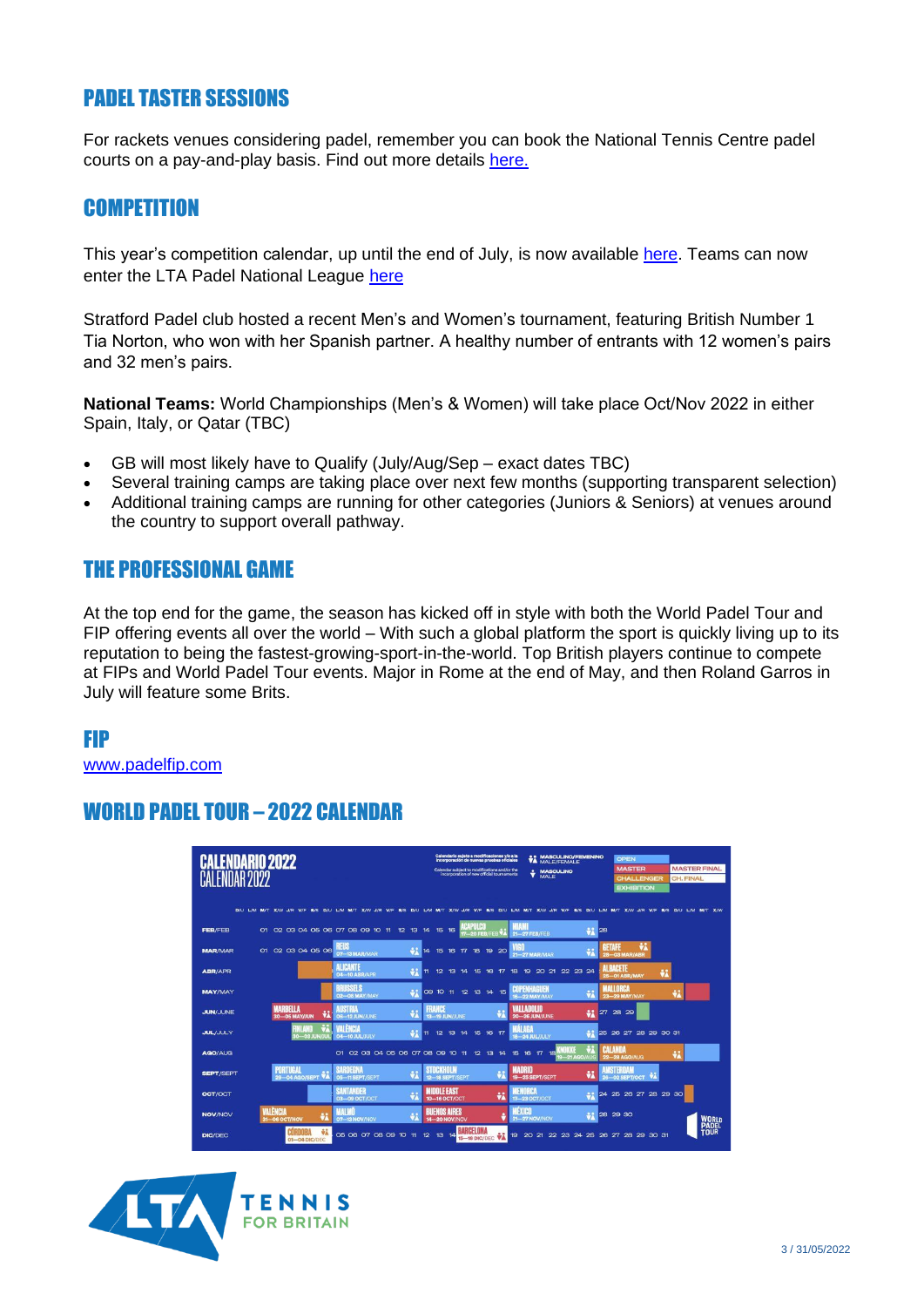## PADEL TASTER SESSIONS

For rackets venues considering padel, remember you can book the National Tennis Centre padel courts on a pay-and-play basis. Find out more details [here.]()

## COMPETITION

This year's competition calendar, up until the end of July, is now available [here](). Teams can now enter the LTA Padel National League [here]()

Stratford Padel club hosted a recent Men's and Women's tournament, featuring British Number 1 Tia Norton, who won with her Spanish partner. A healthy number of entrants with 12 women's pairs and 32 men's pairs.

**National Teams:** World Championships (Men's & Women) will take place Oct/Nov 2022 in either Spain, Italy, or Qatar (TBC)

- GB will most likely have to Qualify (July/Aug/Sep – exact dates TBC)
- Several training camps are taking place over next few months (supporting transparent selection)
- Additional training camps are running for other categories (Juniors & Seniors) at venues around the country to support overall pathway.

## THE PROFESSIONAL GAME

At the top end for the game, the season has kicked off in style with both the World Padel Tour and FIP offering events all over the world – With such a global platform the sport is quickly living up to its reputation to being the fastest-growing-sport-in-the-world. Top British players continue to compete at FIPs and World Padel Tour events. Major in Rome at the end of May, and then Roland Garros in July will feature some Brits.

## FIP

[www.padelfip.com]()

## WORLD PADEL TOUR – 2022 CALENDAR

| Month | Events |
|---|---|
| FEB/FEB | ACAPULCO 07–20 FEB/FEB; MIAMI 21–27 FEB/FEB |
| MAR/MAR | REUS 07–13 MAR/MAR; VIGO 21–27 MAR/MAR; GETAFE 28–03 MAR/ABR |
| ABR/APR | ALICANTE 04–10 ABR/APR; ALBACETE 25–01 ABR/MAY |
| MAY/MAY | BRUSSELS 02–08 MAY/MAY; COPENHAGUEN 16–22 MAY/MAY; MALLORCA 23–29 MAY/MAY |
| JUN/JUNE | MARBELLA 30–05 MAY/JUN; AUSTRIA 06–12 JUN/JUNE; FRANCE 13–19 JUN/JUNE; VALLADOLID 20–26 JUN/JUNE |
| JUL/JULY | FINLAND 30–03 JUN/JUL; VALÈNCIA 04–10 JUL/JULY; MÁLAGA 18–24 JUL/JULY |
| AGO/AUG | KNOKKE 15–21 AGO/AUG; CALANDA 22–28 AGO/AUG |
| SEPT/SEPT | PORTUGAL 29–04 AGO/SEPT; SARDEGNA 05–11 SEPT/SEPT; STOCKHOLM 12–18 SEPT/SEPT; MADRID 19–25 SEPT/SEPT; AMSTERDAM 26–02 SEPT/OCT |
| OCT/OCT | SANTANDER 03–09 OCT/OCT; MIDDLE EAST 10–16 OCT/OCT; MENORCA 17–23 OCT/OCT |
| NOV/NOV | VALÈNCIA 31–06 OCT/NOV; MALMÖ 07–13 NOV/NOV; BUENOS AIRES 14–20 NOV/NOV; MÉXICO 21–27 NOV/NOV |
| DIC/DEC | CÓRDOBA 01–04 DIC/DEC; BARCELONA 15–18 DIC/DEC |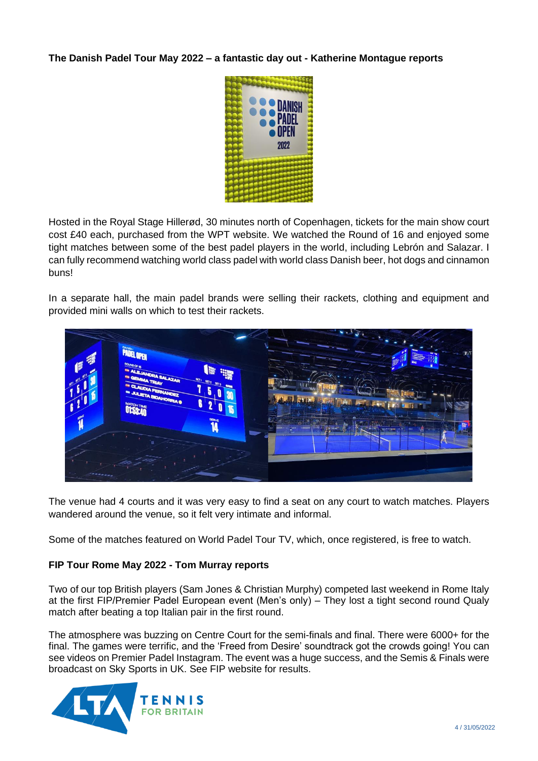**The Danish Padel Tour May 2022 – a fantastic day out - Katherine Montague reports**

Hosted in the Royal Stage Hillerød, 30 minutes north of Copenhagen, tickets for the main show court cost £40 each, purchased from the WPT website. We watched the Round of 16 and enjoyed some tight matches between some of the best padel players in the world, including Lebrón and Salazar. I can fully recommend watching world class padel with world class Danish beer, hot dogs and cinnamon buns!

In a separate hall, the main padel brands were selling their rackets, clothing and equipment and provided mini walls on which to test their rackets.

The venue had 4 courts and it was very easy to find a seat on any court to watch matches. Players wandered around the venue, so it felt very intimate and informal.

Some of the matches featured on World Padel Tour TV, which, once registered, is free to watch.

**FIP Tour Rome May 2022 - Tom Murray reports**

Two of our top British players (Sam Jones & Christian Murphy) competed last weekend in Rome Italy at the first FIP/Premier Padel European event (Men's only) – They lost a tight second round Qualy match after beating a top Italian pair in the first round.

The atmosphere was buzzing on Centre Court for the semi-finals and final. There were 6000+ for the final. The games were terrific, and the 'Freed from Desire' soundtrack got the crowds going! You can see videos on Premier Padel Instagram. The event was a huge success, and the Semis & Finals were broadcast on Sky Sports in UK. See FIP website for results.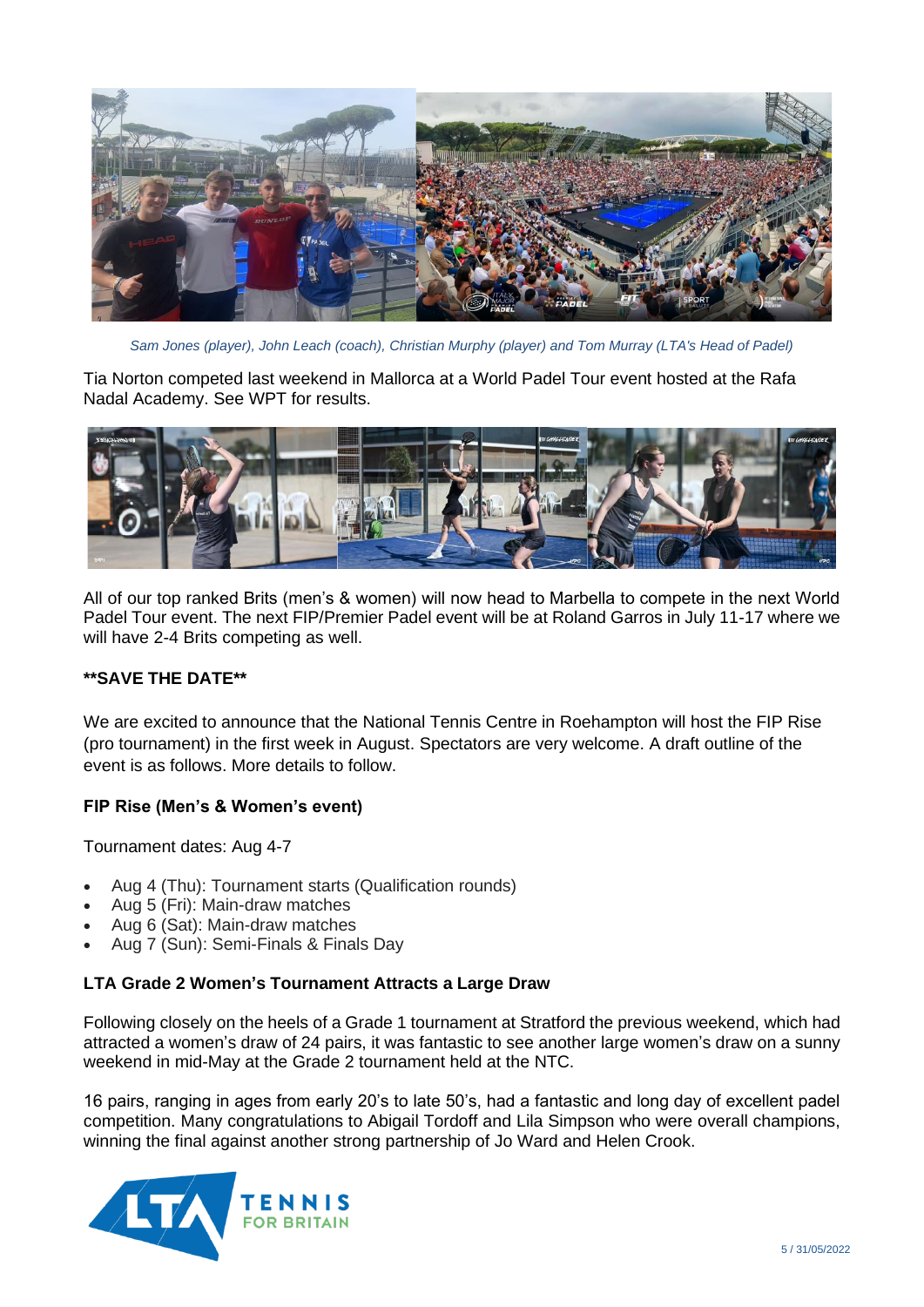*Sam Jones (player), John Leach (coach), Christian Murphy (player) and Tom Murray (LTA's Head of Padel)*

Tia Norton competed last weekend in Mallorca at a World Padel Tour event hosted at the Rafa Nadal Academy. See WPT for results.

All of our top ranked Brits (men's & women) will now head to Marbella to compete in the next World Padel Tour event. The next FIP/Premier Padel event will be at Roland Garros in July 11-17 where we will have 2-4 Brits competing as well.

**\*\*SAVE THE DATE\*\***

We are excited to announce that the National Tennis Centre in Roehampton will host the FIP Rise (pro tournament) in the first week in August. Spectators are very welcome. A draft outline of the event is as follows. More details to follow.

**FIP Rise (Men's & Women's event)**

Tournament dates: Aug 4-7

- Aug 4 (Thu): Tournament starts (Qualification rounds)
- Aug 5 (Fri): Main-draw matches
- Aug 6 (Sat): Main-draw matches
- Aug 7 (Sun): Semi-Finals & Finals Day

**LTA Grade 2 Women's Tournament Attracts a Large Draw**

Following closely on the heels of a Grade 1 tournament at Stratford the previous weekend, which had attracted a women's draw of 24 pairs, it was fantastic to see another large women's draw on a sunny weekend in mid-May at the Grade 2 tournament held at the NTC.

16 pairs, ranging in ages from early 20's to late 50's, had a fantastic and long day of excellent padel competition. Many congratulations to Abigail Tordoff and Lila Simpson who were overall champions, winning the final against another strong partnership of Jo Ward and Helen Crook.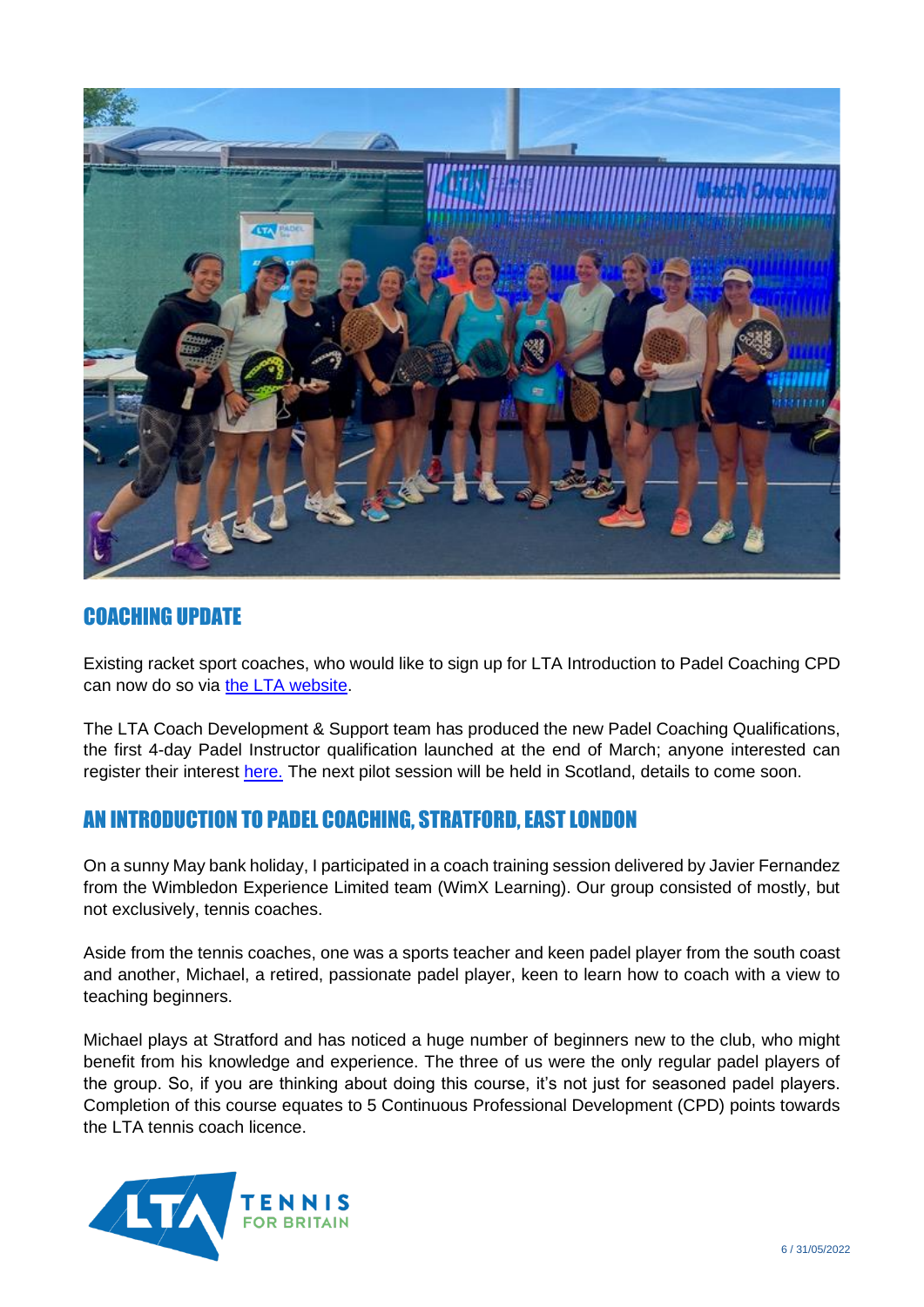## COACHING UPDATE

Existing racket sport coaches, who would like to sign up for LTA Introduction to Padel Coaching CPD can now do so via the LTA website.

The LTA Coach Development & Support team has produced the new Padel Coaching Qualifications, the first 4-day Padel Instructor qualification launched at the end of March; anyone interested can register their interest here. The next pilot session will be held in Scotland, details to come soon.

## AN INTRODUCTION TO PADEL COACHING, STRATFORD, EAST LONDON

On a sunny May bank holiday, I participated in a coach training session delivered by Javier Fernandez from the Wimbledon Experience Limited team (WimX Learning). Our group consisted of mostly, but not exclusively, tennis coaches.

Aside from the tennis coaches, one was a sports teacher and keen padel player from the south coast and another, Michael, a retired, passionate padel player, keen to learn how to coach with a view to teaching beginners.

Michael plays at Stratford and has noticed a huge number of beginners new to the club, who might benefit from his knowledge and experience. The three of us were the only regular padel players of the group. So, if you are thinking about doing this course, it's not just for seasoned padel players. Completion of this course equates to 5 Continuous Professional Development (CPD) points towards the LTA tennis coach licence.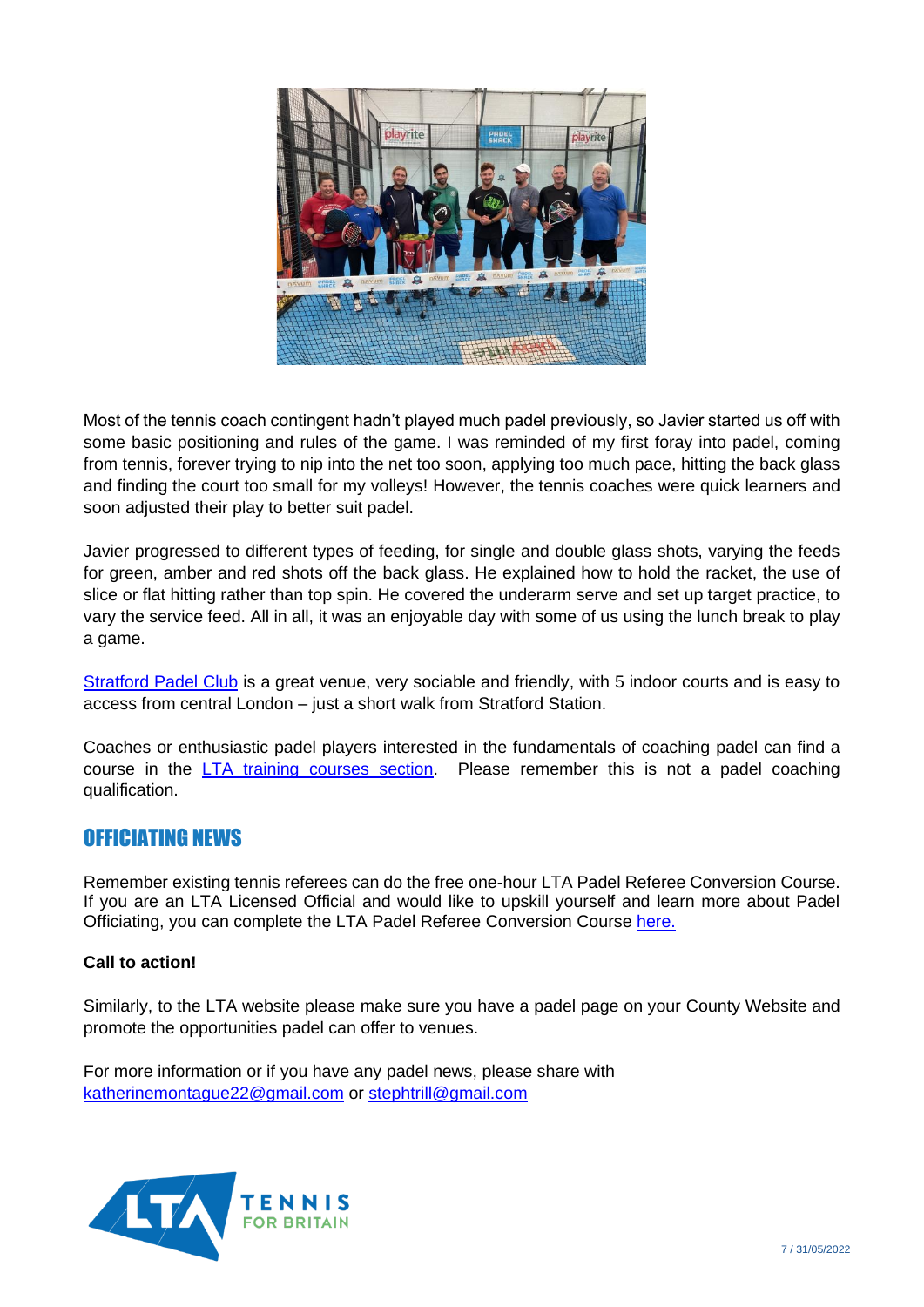Most of the tennis coach contingent hadn't played much padel previously, so Javier started us off with some basic positioning and rules of the game. I was reminded of my first foray into padel, coming from tennis, forever trying to nip into the net too soon, applying too much pace, hitting the back glass and finding the court too small for my volleys! However, the tennis coaches were quick learners and soon adjusted their play to better suit padel.

Javier progressed to different types of feeding, for single and double glass shots, varying the feeds for green, amber and red shots off the back glass. He explained how to hold the racket, the use of slice or flat hitting rather than top spin. He covered the underarm serve and set up target practice, to vary the service feed. All in all, it was an enjoyable day with some of us using the lunch break to play a game.

[Stratford Padel Club] is a great venue, very sociable and friendly, with 5 indoor courts and is easy to access from central London – just a short walk from Stratford Station.

Coaches or enthusiastic padel players interested in the fundamentals of coaching padel can find a course in the [LTA training courses section]. Please remember this is not a padel coaching qualification.

## OFFICIATING NEWS

Remember existing tennis referees can do the free one-hour LTA Padel Referee Conversion Course. If you are an LTA Licensed Official and would like to upskill yourself and learn more about Padel Officiating, you can complete the LTA Padel Referee Conversion Course [here.]

**Call to action!**

Similarly, to the LTA website please make sure you have a padel page on your County Website and promote the opportunities padel can offer to venues.

For more information or if you have any padel news, please share with katherinemontague22@gmail.com or stephtrill@gmail.com